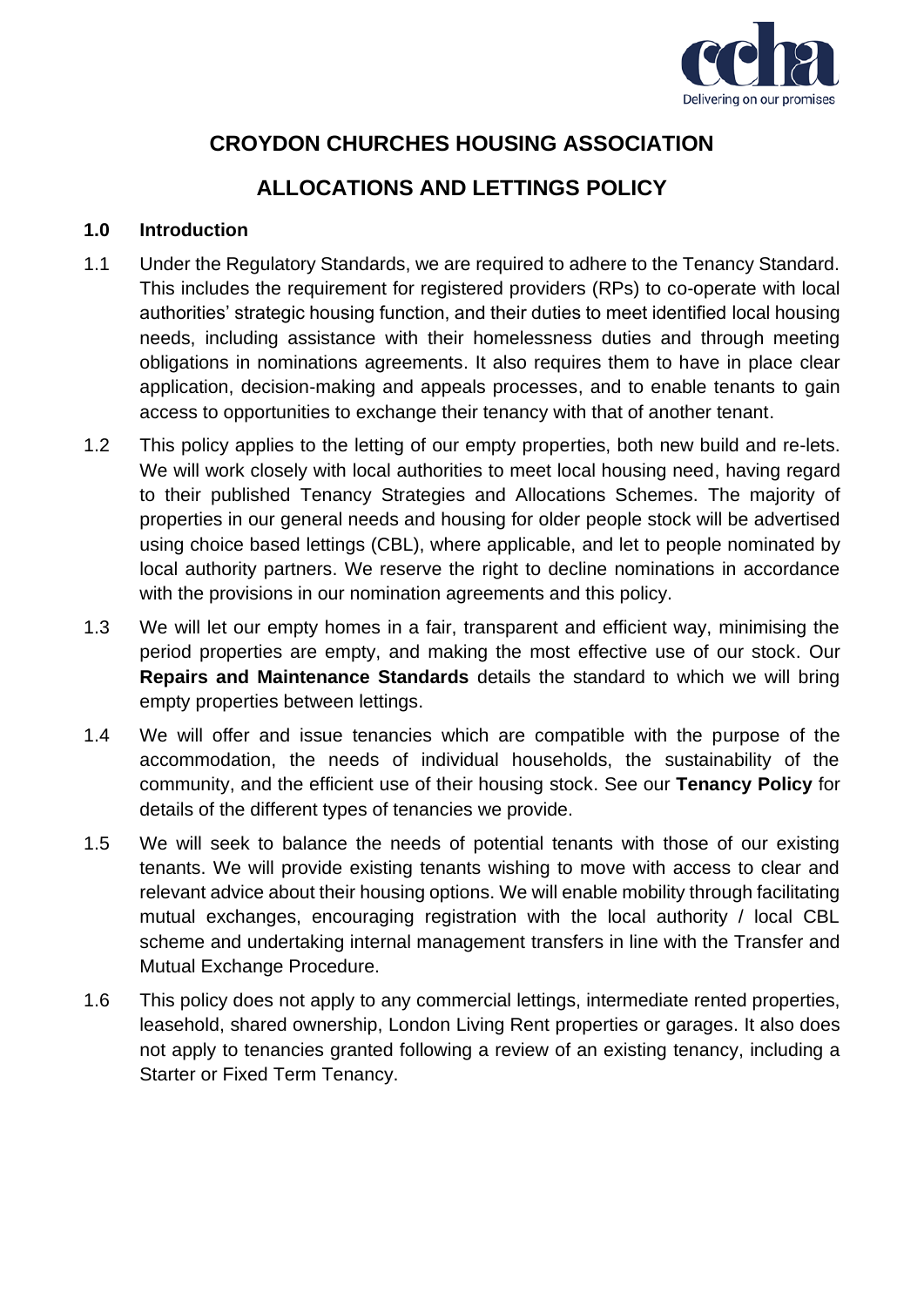# CROYDON CHURCHES HOUSING ASSOCIATION

# ALLOCATIONS AND LETTINGS POLICY

## 1.0 Introduction

1.1 Under the Regulatory Standards, we are required to adhere to the Tenancy Standard. This includes the requirement for registered providers (RPs) to co-operate with local authorities' strategic housing function, and their duties to meet identified local housing needs, including assistance with their homelessness duties and through meeting obligations in nominations agreements. It also requires them to have in place clear application, decision-making and appeals processes, and to enable tenants to gain access to opportunities to exchange their tenancy with that of another tenant.

1.2 This policy applies to the letting of our empty properties, both new build and re-lets. We will work closely with local authorities to meet local housing need, having regard to their published Tenancy Strategies and Allocations Schemes. The majority of properties in our general needs and housing for older people stock will be advertised using choice based lettings (CBL), where applicable, and let to people nominated by local authority partners. We reserve the right to decline nominations in accordance with the provisions in our nomination agreements and this policy.

1.3 We will let our empty homes in a fair, transparent and efficient way, minimising the period properties are empty, and making the most effective use of our stock. Our **Repairs and Maintenance Standards** details the standard to which we will bring empty properties between lettings.

1.4 We will offer and issue tenancies which are compatible with the purpose of the accommodation, the needs of individual households, the sustainability of the community, and the efficient use of their housing stock. See our **Tenancy Policy** for details of the different types of tenancies we provide.

1.5 We will seek to balance the needs of potential tenants with those of our existing tenants. We will provide existing tenants wishing to move with access to clear and relevant advice about their housing options. We will enable mobility through facilitating mutual exchanges, encouraging registration with the local authority / local CBL scheme and undertaking internal management transfers in line with the Transfer and Mutual Exchange Procedure.

1.6 This policy does not apply to any commercial lettings, intermediate rented properties, leasehold, shared ownership, London Living Rent properties or garages. It also does not apply to tenancies granted following a review of an existing tenancy, including a Starter or Fixed Term Tenancy.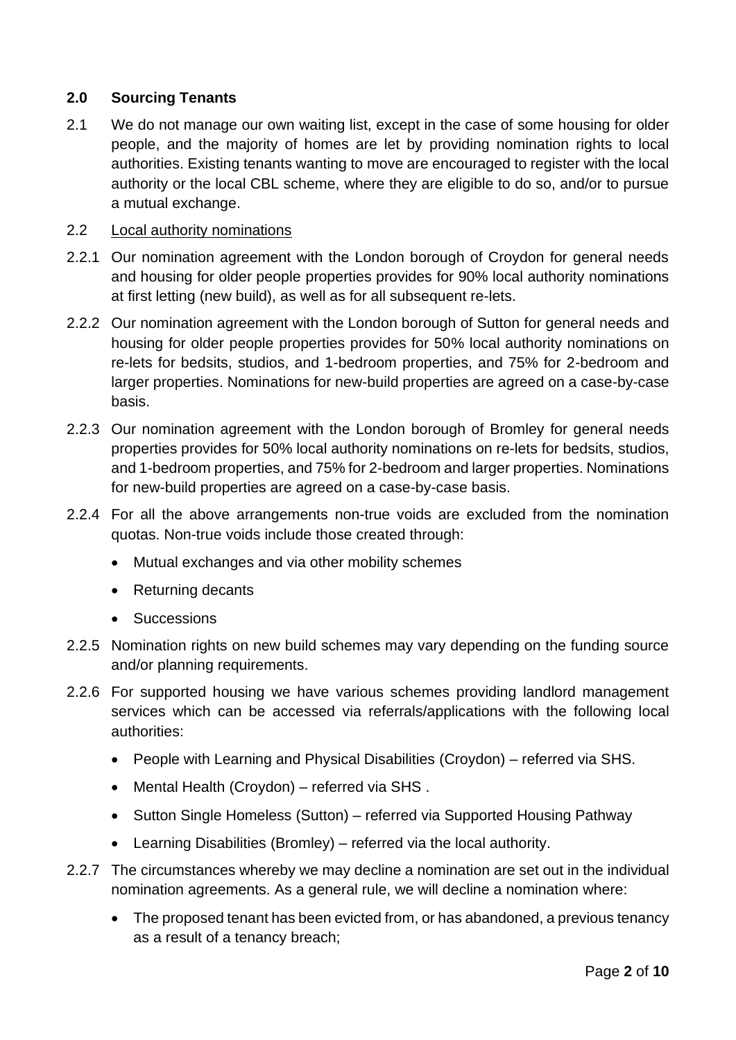## 2.0 Sourcing Tenants

2.1 We do not manage our own waiting list, except in the case of some housing for older people, and the majority of homes are let by providing nomination rights to local authorities. Existing tenants wanting to move are encouraged to register with the local authority or the local CBL scheme, where they are eligible to do so, and/or to pursue a mutual exchange.

2.2 Local authority nominations

2.2.1 Our nomination agreement with the London borough of Croydon for general needs and housing for older people properties provides for 90% local authority nominations at first letting (new build), as well as for all subsequent re-lets.

2.2.2 Our nomination agreement with the London borough of Sutton for general needs and housing for older people properties provides for 50% local authority nominations on re-lets for bedsits, studios, and 1-bedroom properties, and 75% for 2-bedroom and larger properties. Nominations for new-build properties are agreed on a case-by-case basis.

2.2.3 Our nomination agreement with the London borough of Bromley for general needs properties provides for 50% local authority nominations on re-lets for bedsits, studios, and 1-bedroom properties, and 75% for 2-bedroom and larger properties. Nominations for new-build properties are agreed on a case-by-case basis.

2.2.4 For all the above arrangements non-true voids are excluded from the nomination quotas. Non-true voids include those created through:

- Mutual exchanges and via other mobility schemes
- Returning decants
- Successions

2.2.5 Nomination rights on new build schemes may vary depending on the funding source and/or planning requirements.

2.2.6 For supported housing we have various schemes providing landlord management services which can be accessed via referrals/applications with the following local authorities:

- People with Learning and Physical Disabilities (Croydon) – referred via SHS.
- Mental Health (Croydon) – referred via SHS .
- Sutton Single Homeless (Sutton) – referred via Supported Housing Pathway
- Learning Disabilities (Bromley) – referred via the local authority.

2.2.7 The circumstances whereby we may decline a nomination are set out in the individual nomination agreements. As a general rule, we will decline a nomination where:

- The proposed tenant has been evicted from, or has abandoned, a previous tenancy as a result of a tenancy breach;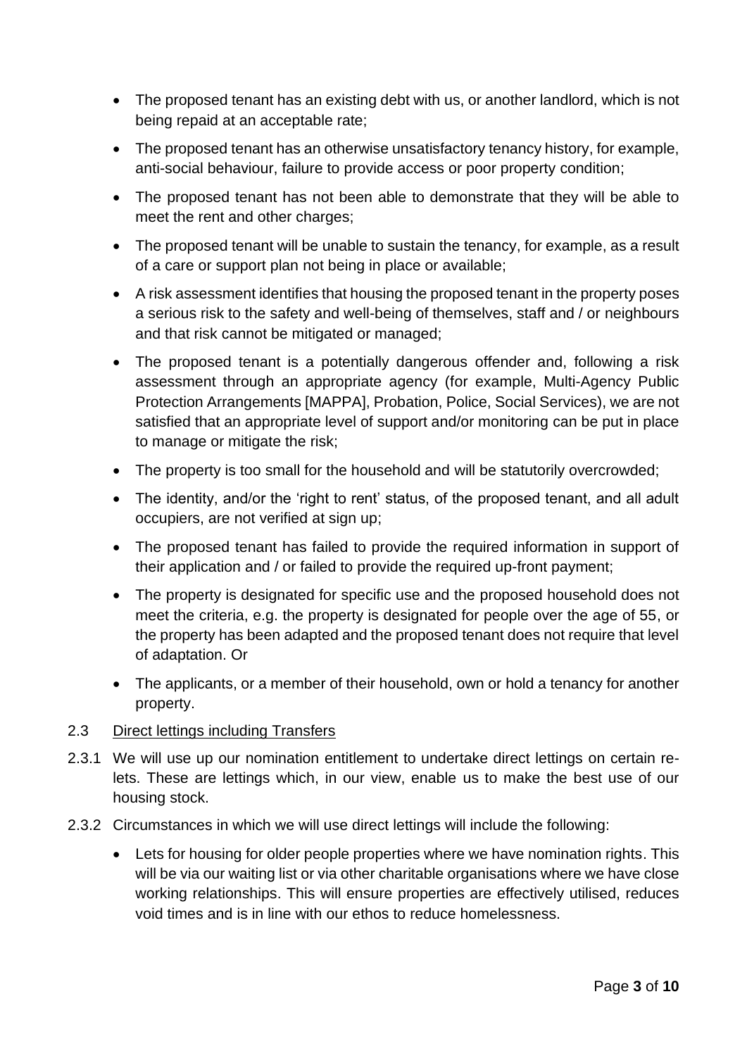- The proposed tenant has an existing debt with us, or another landlord, which is not being repaid at an acceptable rate;
- The proposed tenant has an otherwise unsatisfactory tenancy history, for example, anti-social behaviour, failure to provide access or poor property condition;
- The proposed tenant has not been able to demonstrate that they will be able to meet the rent and other charges;
- The proposed tenant will be unable to sustain the tenancy, for example, as a result of a care or support plan not being in place or available;
- A risk assessment identifies that housing the proposed tenant in the property poses a serious risk to the safety and well-being of themselves, staff and / or neighbours and that risk cannot be mitigated or managed;
- The proposed tenant is a potentially dangerous offender and, following a risk assessment through an appropriate agency (for example, Multi-Agency Public Protection Arrangements [MAPPA], Probation, Police, Social Services), we are not satisfied that an appropriate level of support and/or monitoring can be put in place to manage or mitigate the risk;
- The property is too small for the household and will be statutorily overcrowded;
- The identity, and/or the 'right to rent' status, of the proposed tenant, and all adult occupiers, are not verified at sign up;
- The proposed tenant has failed to provide the required information in support of their application and / or failed to provide the required up-front payment;
- The property is designated for specific use and the proposed household does not meet the criteria, e.g. the property is designated for people over the age of 55, or the property has been adapted and the proposed tenant does not require that level of adaptation. Or
- The applicants, or a member of their household, own or hold a tenancy for another property.

2.3 <u>Direct lettings including Transfers</u>

2.3.1 We will use up our nomination entitlement to undertake direct lettings on certain re-lets. These are lettings which, in our view, enable us to make the best use of our housing stock.

2.3.2 Circumstances in which we will use direct lettings will include the following:

- Lets for housing for older people properties where we have nomination rights. This will be via our waiting list or via other charitable organisations where we have close working relationships. This will ensure properties are effectively utilised, reduces void times and is in line with our ethos to reduce homelessness.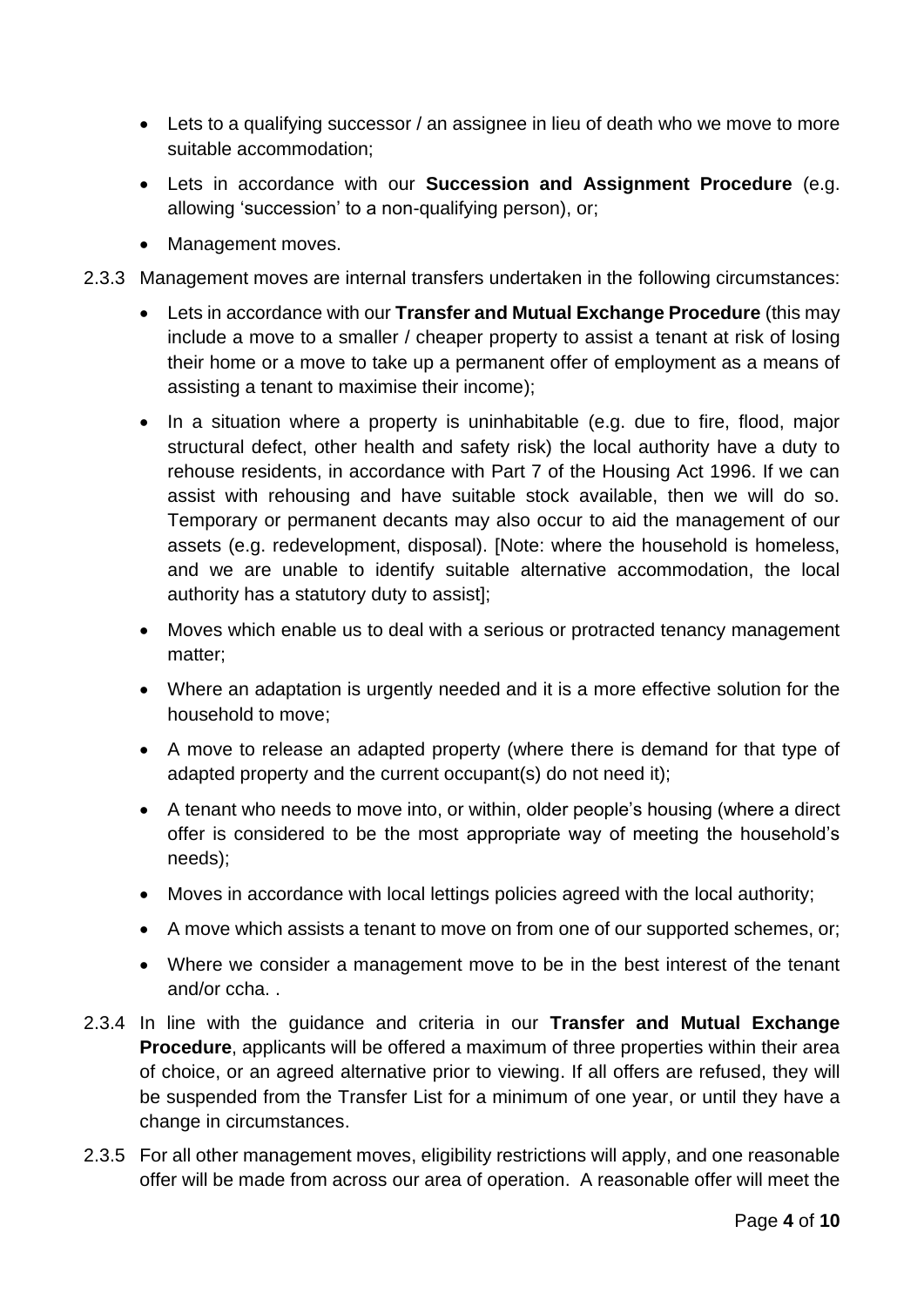- Lets to a qualifying successor / an assignee in lieu of death who we move to more suitable accommodation;
- Lets in accordance with our **Succession and Assignment Procedure** (e.g. allowing 'succession' to a non-qualifying person), or;
- Management moves.

2.3.3 Management moves are internal transfers undertaken in the following circumstances:

- Lets in accordance with our **Transfer and Mutual Exchange Procedure** (this may include a move to a smaller / cheaper property to assist a tenant at risk of losing their home or a move to take up a permanent offer of employment as a means of assisting a tenant to maximise their income);
- In a situation where a property is uninhabitable (e.g. due to fire, flood, major structural defect, other health and safety risk) the local authority have a duty to rehouse residents, in accordance with Part 7 of the Housing Act 1996. If we can assist with rehousing and have suitable stock available, then we will do so. Temporary or permanent decants may also occur to aid the management of our assets (e.g. redevelopment, disposal). [Note: where the household is homeless, and we are unable to identify suitable alternative accommodation, the local authority has a statutory duty to assist];
- Moves which enable us to deal with a serious or protracted tenancy management matter;
- Where an adaptation is urgently needed and it is a more effective solution for the household to move;
- A move to release an adapted property (where there is demand for that type of adapted property and the current occupant(s) do not need it);
- A tenant who needs to move into, or within, older people's housing (where a direct offer is considered to be the most appropriate way of meeting the household's needs);
- Moves in accordance with local lettings policies agreed with the local authority;
- A move which assists a tenant to move on from one of our supported schemes, or;
- Where we consider a management move to be in the best interest of the tenant and/or ccha. .

2.3.4 In line with the guidance and criteria in our **Transfer and Mutual Exchange Procedure**, applicants will be offered a maximum of three properties within their area of choice, or an agreed alternative prior to viewing. If all offers are refused, they will be suspended from the Transfer List for a minimum of one year, or until they have a change in circumstances.

2.3.5 For all other management moves, eligibility restrictions will apply, and one reasonable offer will be made from across our area of operation. A reasonable offer will meet the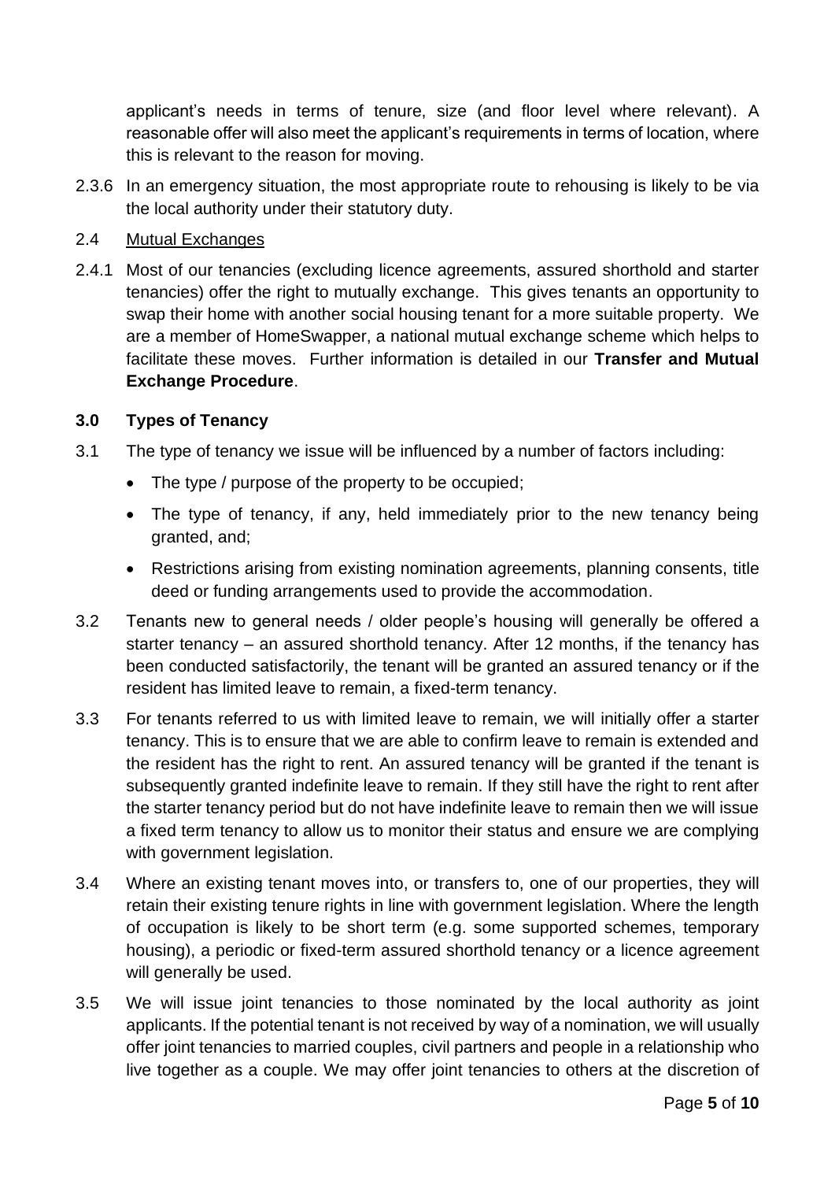applicant's needs in terms of tenure, size (and floor level where relevant). A reasonable offer will also meet the applicant's requirements in terms of location, where this is relevant to the reason for moving.

2.3.6 In an emergency situation, the most appropriate route to rehousing is likely to be via the local authority under their statutory duty.

2.4 Mutual Exchanges

2.4.1 Most of our tenancies (excluding licence agreements, assured shorthold and starter tenancies) offer the right to mutually exchange. This gives tenants an opportunity to swap their home with another social housing tenant for a more suitable property. We are a member of HomeSwapper, a national mutual exchange scheme which helps to facilitate these moves. Further information is detailed in our **Transfer and Mutual Exchange Procedure**.

## 3.0 Types of Tenancy

3.1 The type of tenancy we issue will be influenced by a number of factors including:

- The type / purpose of the property to be occupied;
- The type of tenancy, if any, held immediately prior to the new tenancy being granted, and;
- Restrictions arising from existing nomination agreements, planning consents, title deed or funding arrangements used to provide the accommodation.

3.2 Tenants new to general needs / older people's housing will generally be offered a starter tenancy – an assured shorthold tenancy. After 12 months, if the tenancy has been conducted satisfactorily, the tenant will be granted an assured tenancy or if the resident has limited leave to remain, a fixed-term tenancy.

3.3 For tenants referred to us with limited leave to remain, we will initially offer a starter tenancy. This is to ensure that we are able to confirm leave to remain is extended and the resident has the right to rent. An assured tenancy will be granted if the tenant is subsequently granted indefinite leave to remain. If they still have the right to rent after the starter tenancy period but do not have indefinite leave to remain then we will issue a fixed term tenancy to allow us to monitor their status and ensure we are complying with government legislation.

3.4 Where an existing tenant moves into, or transfers to, one of our properties, they will retain their existing tenure rights in line with government legislation. Where the length of occupation is likely to be short term (e.g. some supported schemes, temporary housing), a periodic or fixed-term assured shorthold tenancy or a licence agreement will generally be used.

3.5 We will issue joint tenancies to those nominated by the local authority as joint applicants. If the potential tenant is not received by way of a nomination, we will usually offer joint tenancies to married couples, civil partners and people in a relationship who live together as a couple. We may offer joint tenancies to others at the discretion of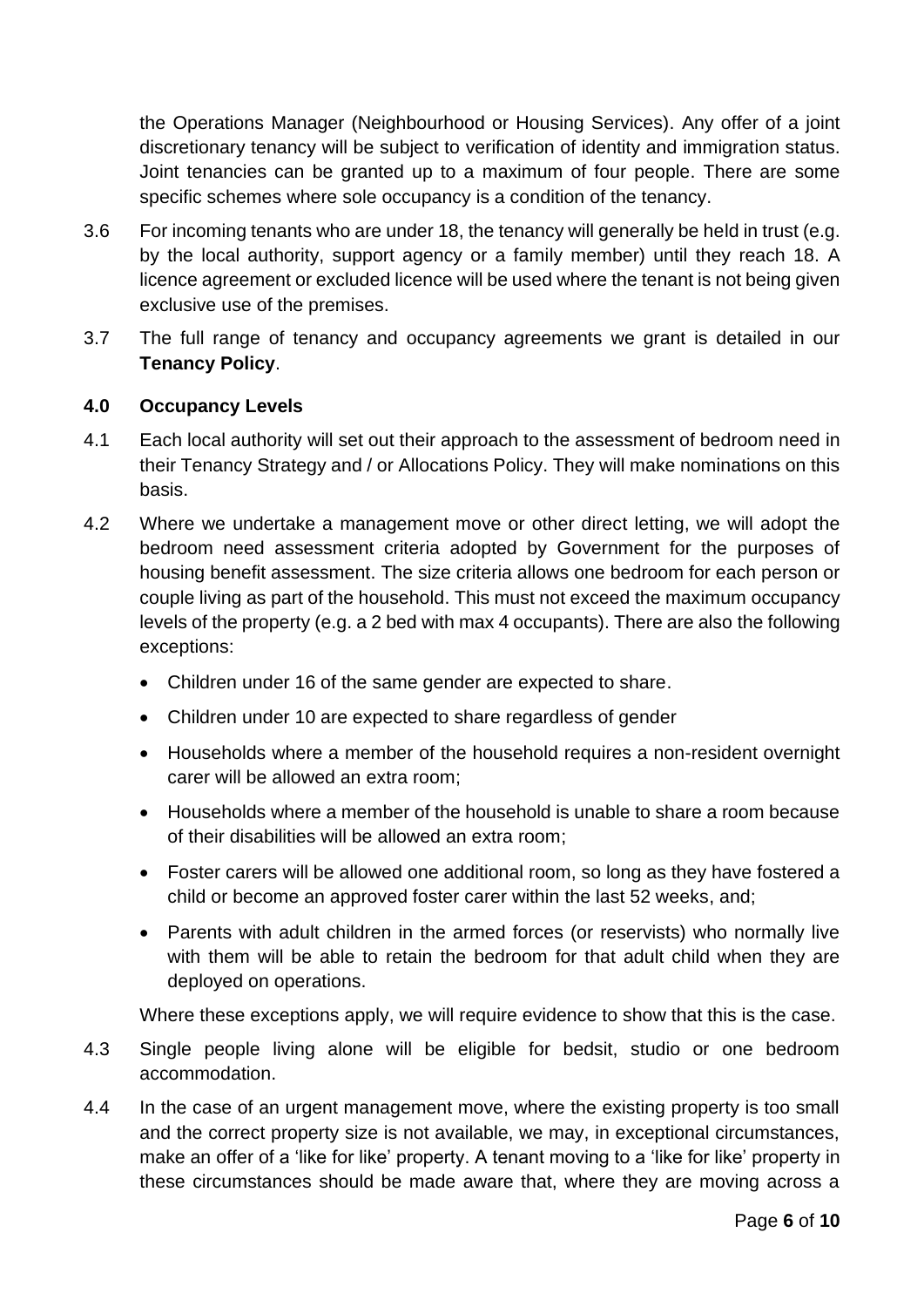the Operations Manager (Neighbourhood or Housing Services). Any offer of a joint discretionary tenancy will be subject to verification of identity and immigration status. Joint tenancies can be granted up to a maximum of four people. There are some specific schemes where sole occupancy is a condition of the tenancy.

3.6 For incoming tenants who are under 18, the tenancy will generally be held in trust (e.g. by the local authority, support agency or a family member) until they reach 18. A licence agreement or excluded licence will be used where the tenant is not being given exclusive use of the premises.

3.7 The full range of tenancy and occupancy agreements we grant is detailed in our **Tenancy Policy**.

## 4.0 Occupancy Levels

4.1 Each local authority will set out their approach to the assessment of bedroom need in their Tenancy Strategy and / or Allocations Policy. They will make nominations on this basis.

4.2 Where we undertake a management move or other direct letting, we will adopt the bedroom need assessment criteria adopted by Government for the purposes of housing benefit assessment. The size criteria allows one bedroom for each person or couple living as part of the household. This must not exceed the maximum occupancy levels of the property (e.g. a 2 bed with max 4 occupants). There are also the following exceptions:

- Children under 16 of the same gender are expected to share.
- Children under 10 are expected to share regardless of gender
- Households where a member of the household requires a non-resident overnight carer will be allowed an extra room;
- Households where a member of the household is unable to share a room because of their disabilities will be allowed an extra room;
- Foster carers will be allowed one additional room, so long as they have fostered a child or become an approved foster carer within the last 52 weeks, and;
- Parents with adult children in the armed forces (or reservists) who normally live with them will be able to retain the bedroom for that adult child when they are deployed on operations.

Where these exceptions apply, we will require evidence to show that this is the case.

4.3 Single people living alone will be eligible for bedsit, studio or one bedroom accommodation.

4.4 In the case of an urgent management move, where the existing property is too small and the correct property size is not available, we may, in exceptional circumstances, make an offer of a 'like for like' property. A tenant moving to a 'like for like' property in these circumstances should be made aware that, where they are moving across a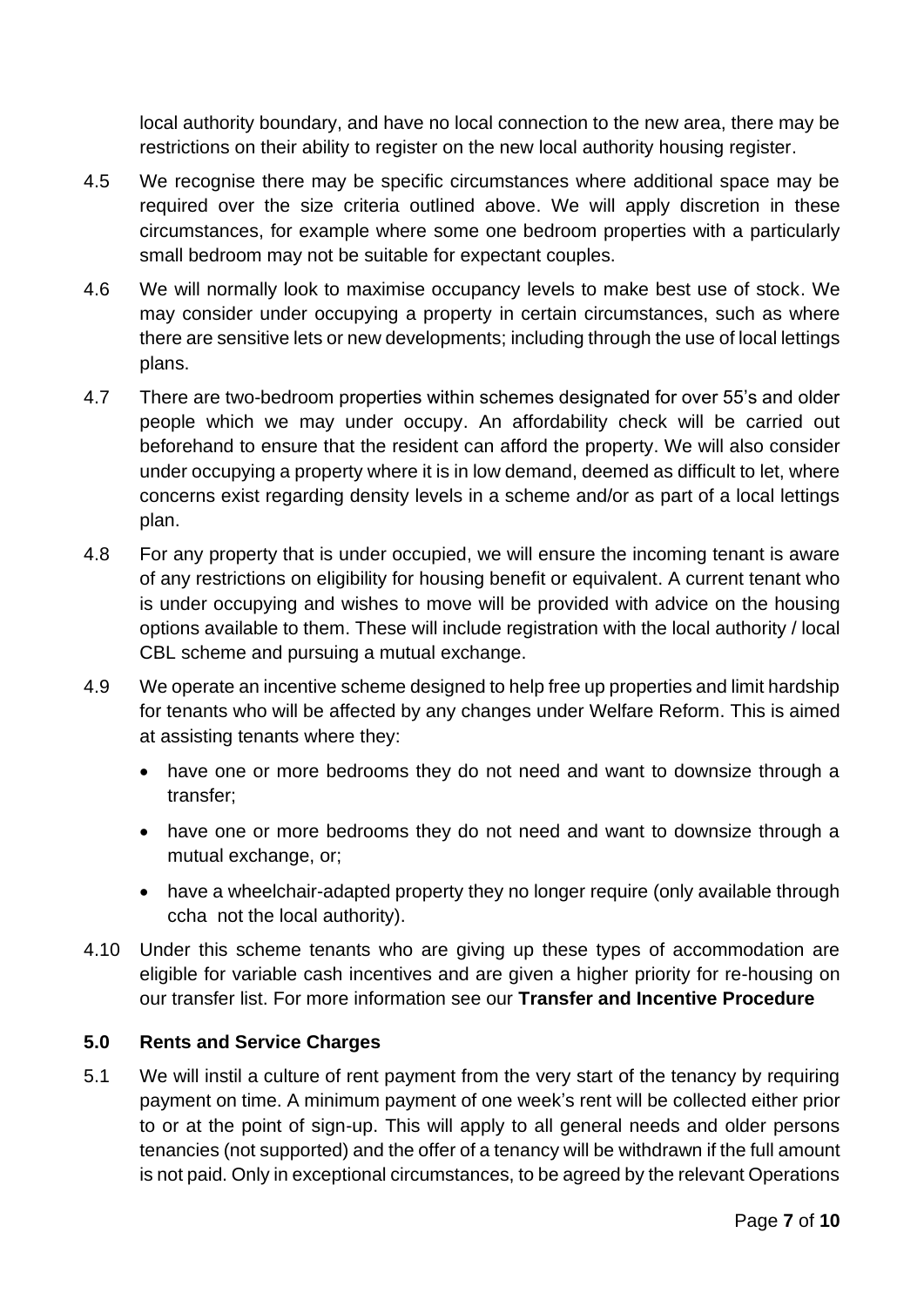local authority boundary, and have no local connection to the new area, there may be restrictions on their ability to register on the new local authority housing register.

4.5 We recognise there may be specific circumstances where additional space may be required over the size criteria outlined above. We will apply discretion in these circumstances, for example where some one bedroom properties with a particularly small bedroom may not be suitable for expectant couples.

4.6 We will normally look to maximise occupancy levels to make best use of stock. We may consider under occupying a property in certain circumstances, such as where there are sensitive lets or new developments; including through the use of local lettings plans.

4.7 There are two-bedroom properties within schemes designated for over 55's and older people which we may under occupy. An affordability check will be carried out beforehand to ensure that the resident can afford the property. We will also consider under occupying a property where it is in low demand, deemed as difficult to let, where concerns exist regarding density levels in a scheme and/or as part of a local lettings plan.

4.8 For any property that is under occupied, we will ensure the incoming tenant is aware of any restrictions on eligibility for housing benefit or equivalent. A current tenant who is under occupying and wishes to move will be provided with advice on the housing options available to them. These will include registration with the local authority / local CBL scheme and pursuing a mutual exchange.

4.9 We operate an incentive scheme designed to help free up properties and limit hardship for tenants who will be affected by any changes under Welfare Reform. This is aimed at assisting tenants where they:

- have one or more bedrooms they do not need and want to downsize through a transfer;
- have one or more bedrooms they do not need and want to downsize through a mutual exchange, or;
- have a wheelchair-adapted property they no longer require (only available through ccha not the local authority).

4.10 Under this scheme tenants who are giving up these types of accommodation are eligible for variable cash incentives and are given a higher priority for re-housing on our transfer list. For more information see our **Transfer and Incentive Procedure**

## 5.0 Rents and Service Charges

5.1 We will instil a culture of rent payment from the very start of the tenancy by requiring payment on time. A minimum payment of one week's rent will be collected either prior to or at the point of sign-up. This will apply to all general needs and older persons tenancies (not supported) and the offer of a tenancy will be withdrawn if the full amount is not paid. Only in exceptional circumstances, to be agreed by the relevant Operations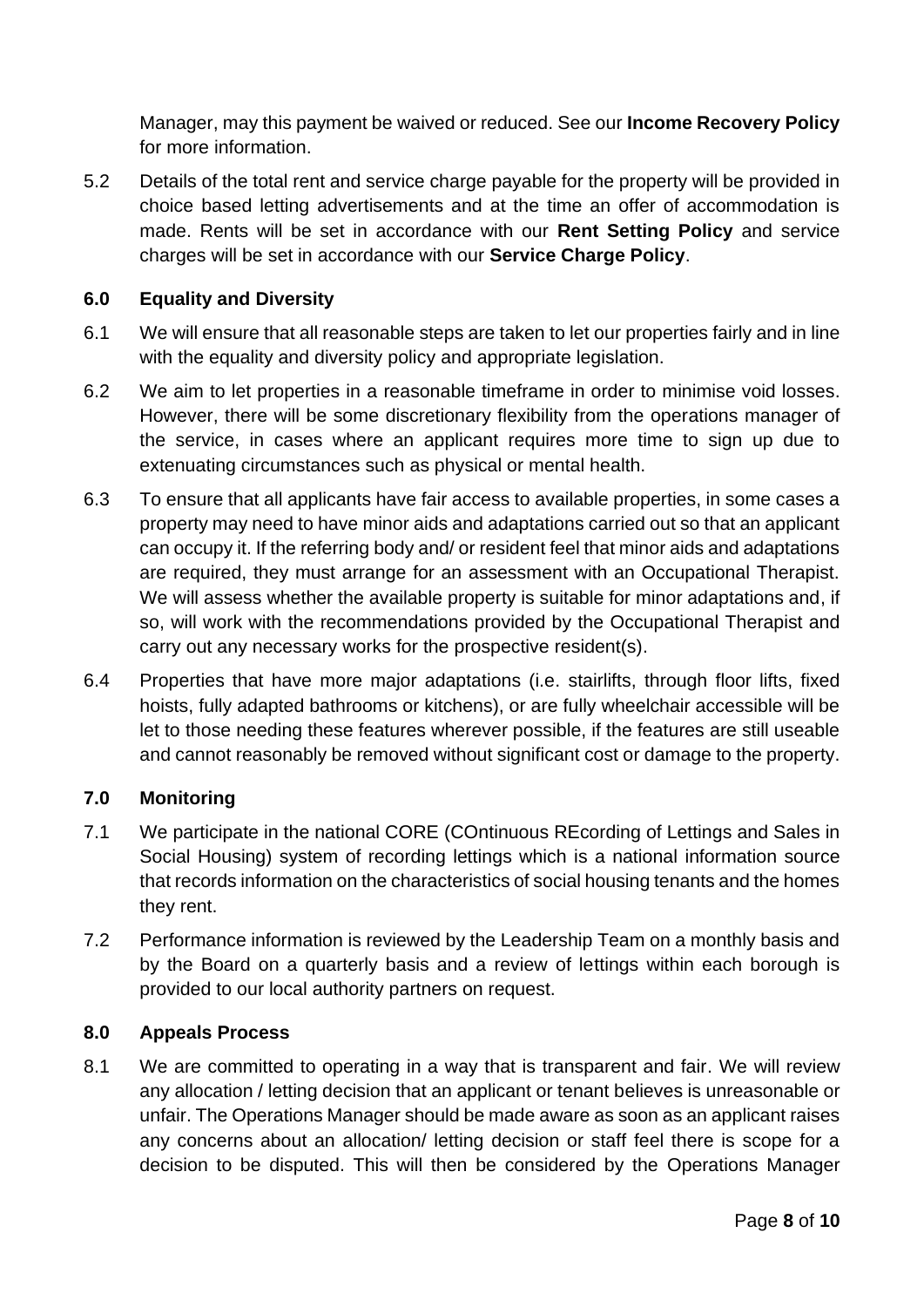Manager, may this payment be waived or reduced. See our **Income Recovery Policy** for more information.

5.2 Details of the total rent and service charge payable for the property will be provided in choice based letting advertisements and at the time an offer of accommodation is made. Rents will be set in accordance with our **Rent Setting Policy** and service charges will be set in accordance with our **Service Charge Policy**.

## 6.0 Equality and Diversity

6.1 We will ensure that all reasonable steps are taken to let our properties fairly and in line with the equality and diversity policy and appropriate legislation.

6.2 We aim to let properties in a reasonable timeframe in order to minimise void losses. However, there will be some discretionary flexibility from the operations manager of the service, in cases where an applicant requires more time to sign up due to extenuating circumstances such as physical or mental health.

6.3 To ensure that all applicants have fair access to available properties, in some cases a property may need to have minor aids and adaptations carried out so that an applicant can occupy it. If the referring body and/ or resident feel that minor aids and adaptations are required, they must arrange for an assessment with an Occupational Therapist. We will assess whether the available property is suitable for minor adaptations and, if so, will work with the recommendations provided by the Occupational Therapist and carry out any necessary works for the prospective resident(s).

6.4 Properties that have more major adaptations (i.e. stairlifts, through floor lifts, fixed hoists, fully adapted bathrooms or kitchens), or are fully wheelchair accessible will be let to those needing these features wherever possible, if the features are still useable and cannot reasonably be removed without significant cost or damage to the property.

## 7.0 Monitoring

7.1 We participate in the national CORE (COntinuous REcording of Lettings and Sales in Social Housing) system of recording lettings which is a national information source that records information on the characteristics of social housing tenants and the homes they rent.

7.2 Performance information is reviewed by the Leadership Team on a monthly basis and by the Board on a quarterly basis and a review of lettings within each borough is provided to our local authority partners on request.

## 8.0 Appeals Process

8.1 We are committed to operating in a way that is transparent and fair. We will review any allocation / letting decision that an applicant or tenant believes is unreasonable or unfair. The Operations Manager should be made aware as soon as an applicant raises any concerns about an allocation/ letting decision or staff feel there is scope for a decision to be disputed. This will then be considered by the Operations Manager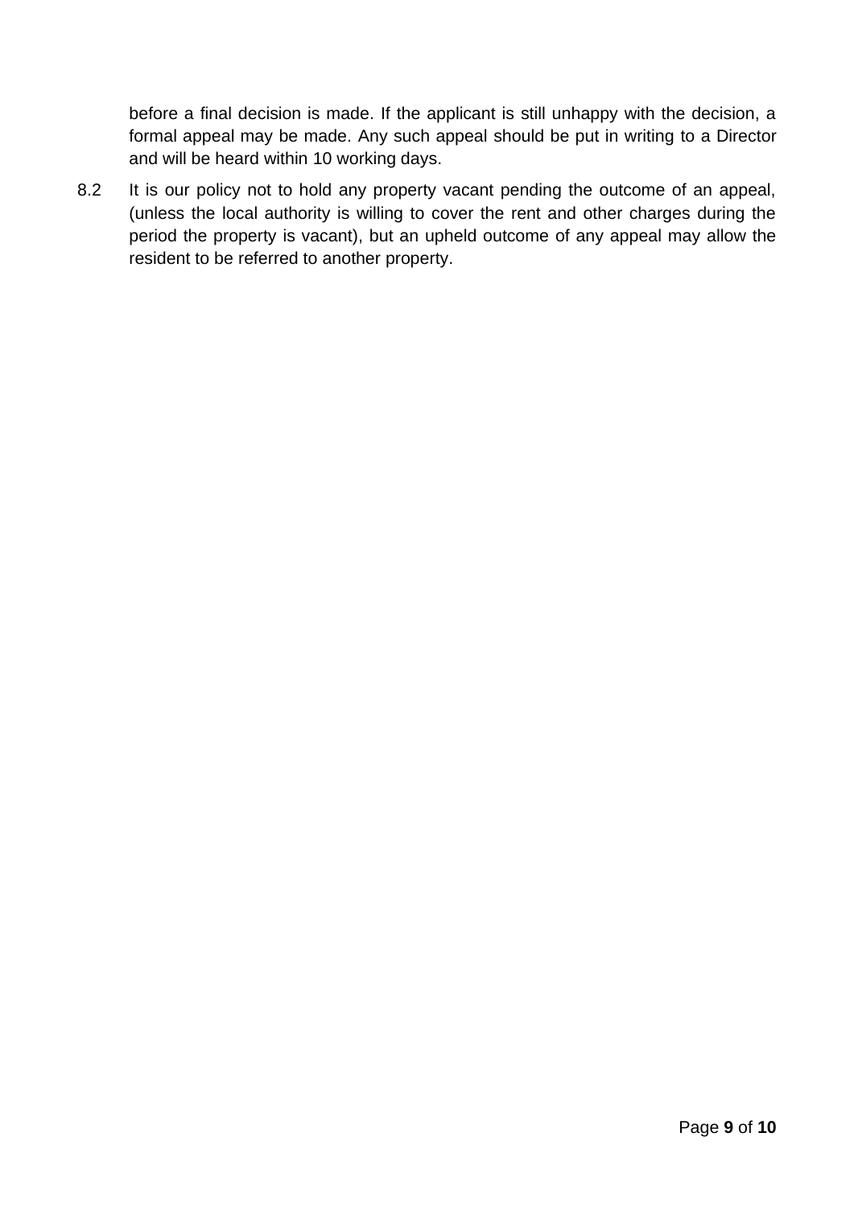before a final decision is made. If the applicant is still unhappy with the decision, a formal appeal may be made. Any such appeal should be put in writing to a Director and will be heard within 10 working days.

8.2 It is our policy not to hold any property vacant pending the outcome of an appeal, (unless the local authority is willing to cover the rent and other charges during the period the property is vacant), but an upheld outcome of any appeal may allow the resident to be referred to another property.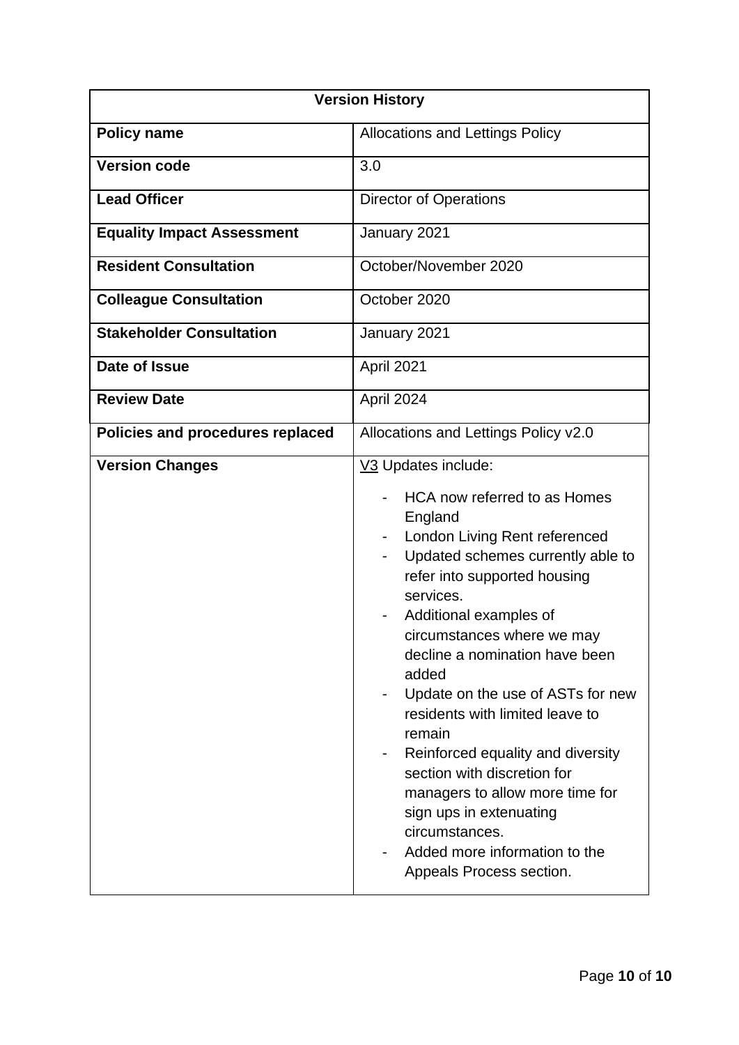| Version History | |
|---|---|
| **Policy name** | Allocations and Lettings Policy |
| **Version code** | 3.0 |
| **Lead Officer** | Director of Operations |
| **Equality Impact Assessment** | January 2021 |
| **Resident Consultation** | October/November 2020 |
| **Colleague Consultation** | October 2020 |
| **Stakeholder Consultation** | January 2021 |
| **Date of Issue** | April 2021 |
| **Review Date** | April 2024 |
| **Policies and procedures replaced** | Allocations and Lettings Policy v2.0 |
| **Version Changes** | V3 Updates include:<br>- HCA now referred to as Homes England<br>- London Living Rent referenced<br>- Updated schemes currently able to refer into supported housing services.<br>- Additional examples of circumstances where we may decline a nomination have been added<br>- Update on the use of ASTs for new residents with limited leave to remain<br>- Reinforced equality and diversity section with discretion for managers to allow more time for sign ups in extenuating circumstances.<br>- Added more information to the Appeals Process section. |